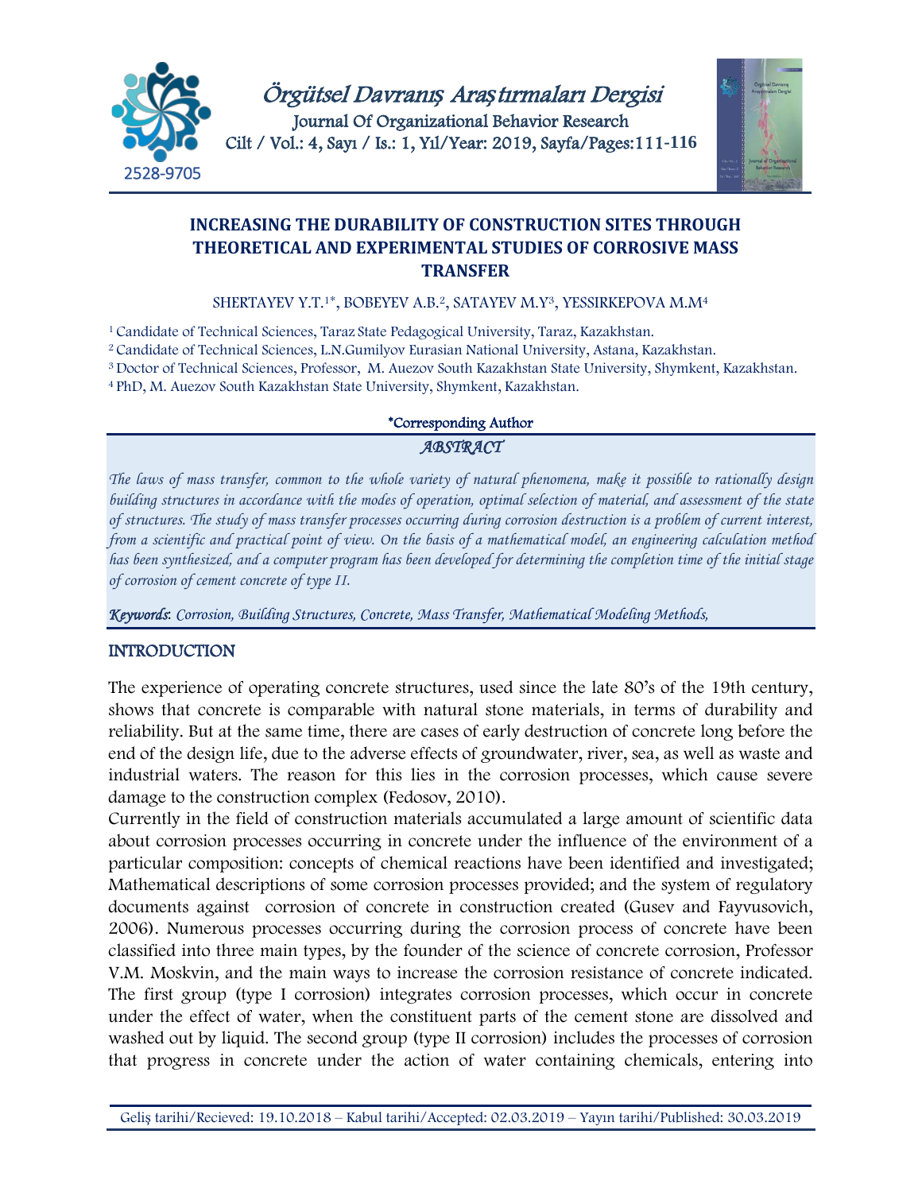# INCREASING THE DURABILITY OF CONSTRUCTION SITES THROUGH THEORETICAL AND EXPERIMENTAL STUDIES OF CORROSIVE MASS TRANSFER

SHERTAYEV Y.T.[1]*, BOBEYEV A.B.[2], SATAYEV M.Y[3], YESSIRKEPOVA M.M[4]

[1] Candidate of Technical Sciences, Taraz State Pedagogical University, Taraz, Kazakhstan.
[2] Candidate of Technical Sciences, L.N.Gumilyov Eurasian National University, Astana, Kazakhstan.
[3] Doctor of Technical Sciences, Professor, M. Auezov South Kazakhstan State University, Shymkent, Kazakhstan.
[4] PhD, M. Auezov South Kazakhstan State University, Shymkent, Kazakhstan.

*Corresponding Author

## ABSTRACT

*The laws of mass transfer, common to the whole variety of natural phenomena, make it possible to rationally design building structures in accordance with the modes of operation, optimal selection of material, and assessment of the state of structures. The study of mass transfer processes occurring during corrosion destruction is a problem of current interest, from a scientific and practical point of view. On the basis of a mathematical model, an engineering calculation method has been synthesized, and a computer program has been developed for determining the completion time of the initial stage of corrosion of cement concrete of type II.*

***Keywords***: *Corrosion, Building Structures, Concrete, Mass Transfer, Mathematical Modeling Methods,*

## INTRODUCTION

The experience of operating concrete structures, used since the late 80's of the 19th century, shows that concrete is comparable with natural stone materials, in terms of durability and reliability. But at the same time, there are cases of early destruction of concrete long before the end of the design life, due to the adverse effects of groundwater, river, sea, as well as waste and industrial waters. The reason for this lies in the corrosion processes, which cause severe damage to the construction complex (Fedosov, 2010).

Currently in the field of construction materials accumulated a large amount of scientific data about corrosion processes occurring in concrete under the influence of the environment of a particular composition: concepts of chemical reactions have been identified and investigated; Mathematical descriptions of some corrosion processes provided; and the system of regulatory documents against corrosion of concrete in construction created (Gusev and Fayvusovich, 2006). Numerous processes occurring during the corrosion process of concrete have been classified into three main types, by the founder of the science of concrete corrosion, Professor V.M. Moskvin, and the main ways to increase the corrosion resistance of concrete indicated. The first group (type I corrosion) integrates corrosion processes, which occur in concrete under the effect of water, when the constituent parts of the cement stone are dissolved and washed out by liquid. The second group (type II corrosion) includes the processes of corrosion that progress in concrete under the action of water containing chemicals, entering into

Geliş tarihi/Recieved: 19.10.2018 – Kabul tarihi/Accepted: 02.03.2019 – Yayın tarihi/Published: 30.03.2019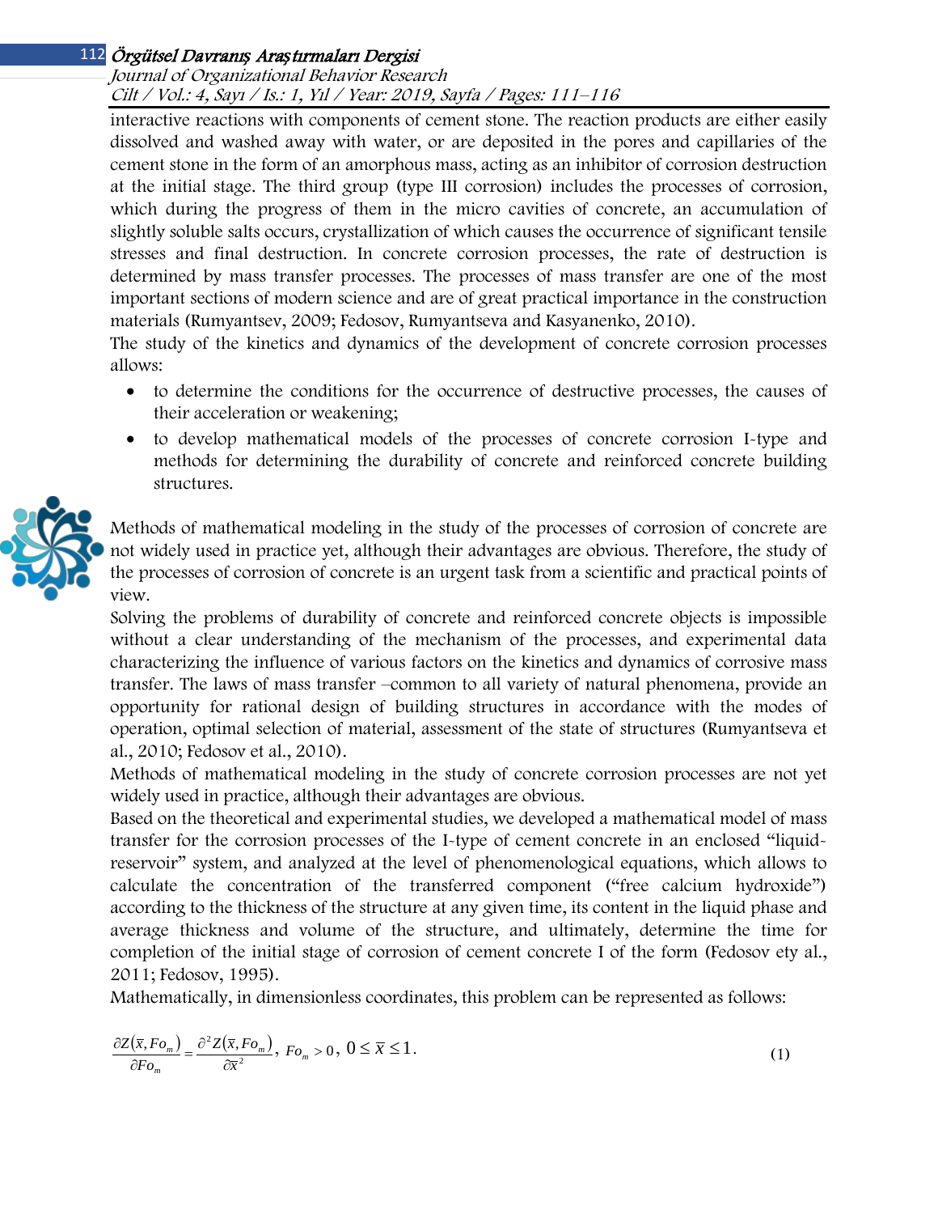interactive reactions with components of cement stone. The reaction products are either easily dissolved and washed away with water, or are deposited in the pores and capillaries of the cement stone in the form of an amorphous mass, acting as an inhibitor of corrosion destruction at the initial stage. The third group (type III corrosion) includes the processes of corrosion, which during the progress of them in the micro cavities of concrete, an accumulation of slightly soluble salts occurs, crystallization of which causes the occurrence of significant tensile stresses and final destruction. In concrete corrosion processes, the rate of destruction is determined by mass transfer processes. The processes of mass transfer are one of the most important sections of modern science and are of great practical importance in the construction materials (Rumyantsev, 2009; Fedosov, Rumyantseva and Kasyanenko, 2010).

The study of the kinetics and dynamics of the development of concrete corrosion processes allows:

- to determine the conditions for the occurrence of destructive processes, the causes of their acceleration or weakening;
- to develop mathematical models of the processes of concrete corrosion I-type and methods for determining the durability of concrete and reinforced concrete building structures.

Methods of mathematical modeling in the study of the processes of corrosion of concrete are not widely used in practice yet, although their advantages are obvious. Therefore, the study of the processes of corrosion of concrete is an urgent task from a scientific and practical points of view.

Solving the problems of durability of concrete and reinforced concrete objects is impossible without a clear understanding of the mechanism of the processes, and experimental data characterizing the influence of various factors on the kinetics and dynamics of corrosive mass transfer. The laws of mass transfer –common to all variety of natural phenomena, provide an opportunity for rational design of building structures in accordance with the modes of operation, optimal selection of material, assessment of the state of structures (Rumyantseva et al., 2010; Fedosov et al., 2010).

Methods of mathematical modeling in the study of concrete corrosion processes are not yet widely used in practice, although their advantages are obvious.

Based on the theoretical and experimental studies, we developed a mathematical model of mass transfer for the corrosion processes of the I-type of cement concrete in an enclosed "liquid-reservoir" system, and analyzed at the level of phenomenological equations, which allows to calculate the concentration of the transferred component ("free calcium hydroxide") according to the thickness of the structure at any given time, its content in the liquid phase and average thickness and volume of the structure, and ultimately, determine the time for completion of the initial stage of corrosion of cement concrete I of the form (Fedosov ety al., 2011; Fedosov, 1995).

Mathematically, in dimensionless coordinates, this problem can be represented as follows:

$$\frac{\partial Z(\bar{x}, Fo_m)}{\partial Fo_m} = \frac{\partial^2 Z(\bar{x}, Fo_m)}{\partial \bar{x}^2}, \; Fo_m > 0, \; 0 \le \bar{x} \le 1. \tag{1}$$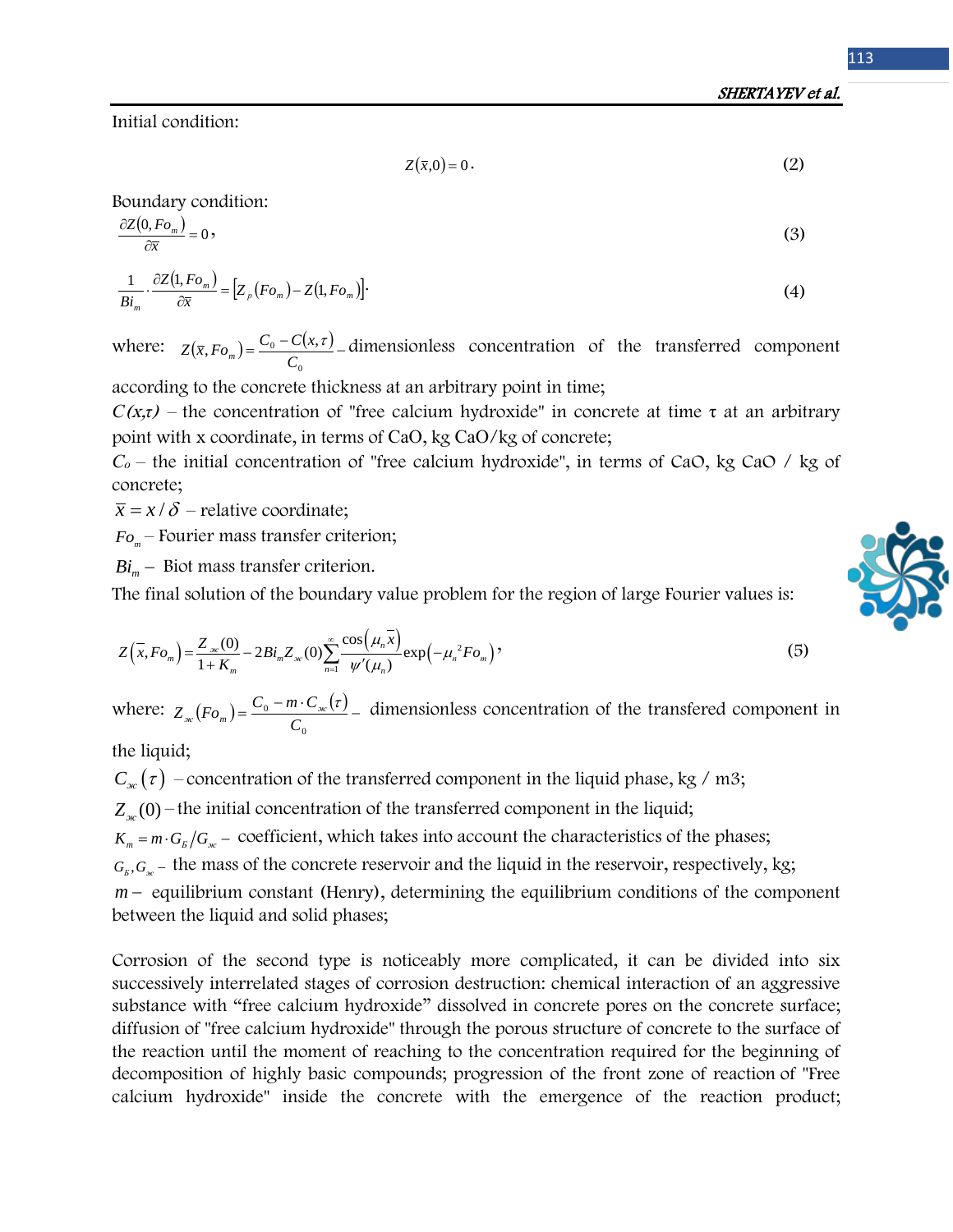Initial condition:

$$Z(\bar{x},0) = 0. \tag{2}$$

Boundary condition:

$$\frac{\partial Z(0, Fo_m)}{\partial \bar{x}} = 0, \tag{3}$$

$$\frac{1}{Bi_m} \cdot \frac{\partial Z(1, Fo_m)}{\partial \bar{x}} = \left[Z_p(Fo_m) - Z(1, Fo_m)\right]. \tag{4}$$

where: $Z(\bar{x}, Fo_m) = \dfrac{C_0 - C(x,\tau)}{C_0}$ – dimensionless concentration of the transferred component according to the concrete thickness at an arbitrary point in time;

*C(x,τ)* – the concentration of "free calcium hydroxide" in concrete at time τ at an arbitrary point with x coordinate, in terms of CaO, kg CaO/kg of concrete;

$C_o$ – the initial concentration of "free calcium hydroxide", in terms of CaO, kg CaO / kg of concrete;

$\bar{x} = x/\delta$ – relative coordinate;

$Fo_m$ – Fourier mass transfer criterion;

$Bi_m$ – Biot mass transfer criterion.

The final solution of the boundary value problem for the region of large Fourier values is:

$$Z(\bar{x}, Fo_m) = \frac{Z_{ж}(0)}{1+K_m} - 2Bi_m Z_{ж}(0)\sum_{n=1}^{\infty}\frac{\cos(\mu_n \bar{x})}{\psi'(\mu_n)}\exp(-\mu_n^2 Fo_m), \tag{5}$$

where: $Z_{ж}(Fo_m) = \dfrac{C_0 - m \cdot C_{ж}(\tau)}{C_0}$ – dimensionless concentration of the transfered component in the liquid;

$C_{ж}(\tau)$ – concentration of the transferred component in the liquid phase, kg / m3;

$Z_{ж}(0)$ – the initial concentration of the transferred component in the liquid;

$K_m = m \cdot G_Б / G_{ж}$ – coefficient, which takes into account the characteristics of the phases;

$G_Б, G_{ж}$ – the mass of the concrete reservoir and the liquid in the reservoir, respectively, kg;

$m$ – equilibrium constant (Henry), determining the equilibrium conditions of the component between the liquid and solid phases;

Corrosion of the second type is noticeably more complicated, it can be divided into six successively interrelated stages of corrosion destruction: chemical interaction of an aggressive substance with "free calcium hydroxide" dissolved in concrete pores on the concrete surface; diffusion of "free calcium hydroxide" through the porous structure of concrete to the surface of the reaction until the moment of reaching to the concentration required for the beginning of decomposition of highly basic compounds; progression of the front zone of reaction of "Free calcium hydroxide" inside the concrete with the emergence of the reaction product;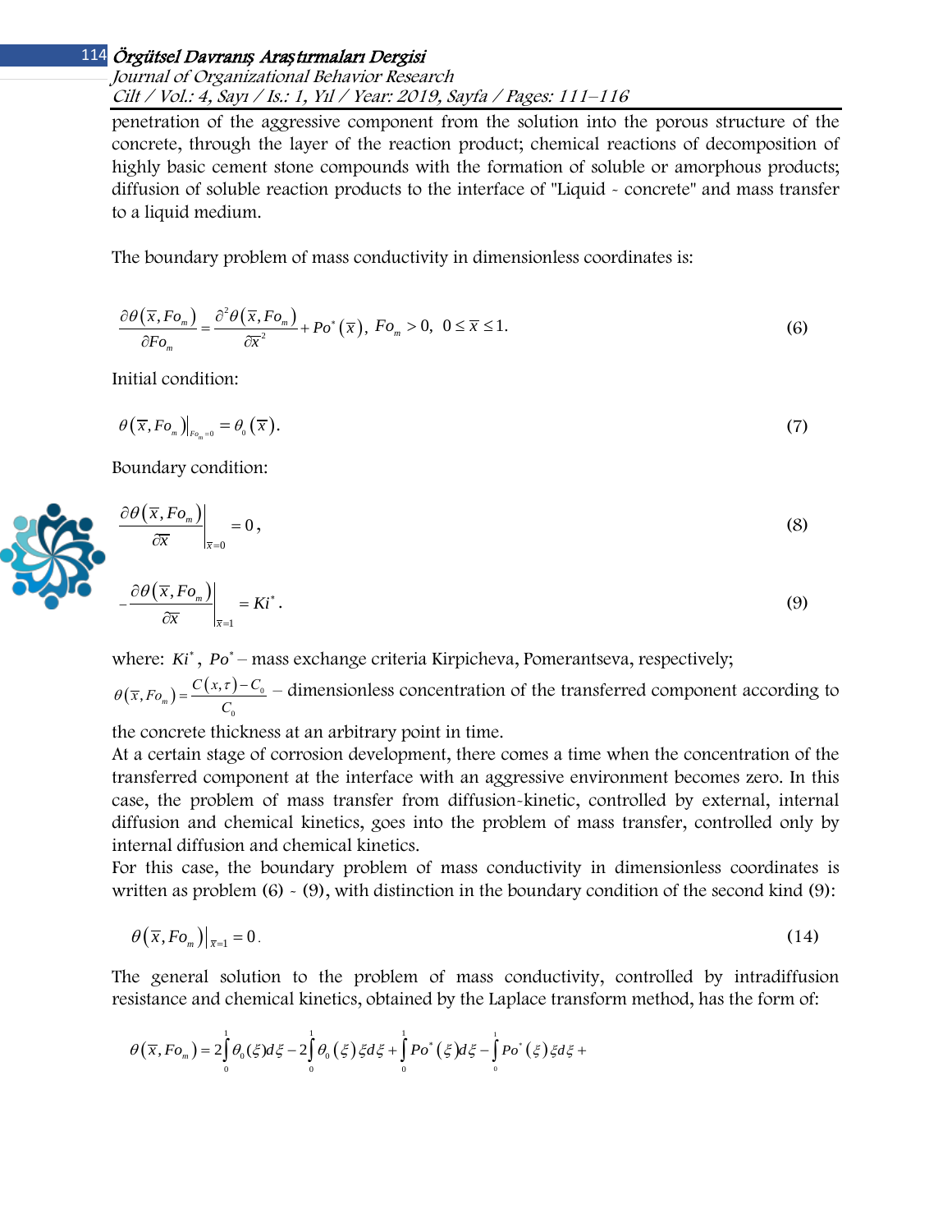penetration of the aggressive component from the solution into the porous structure of the concrete, through the layer of the reaction product; chemical reactions of decomposition of highly basic cement stone compounds with the formation of soluble or amorphous products; diffusion of soluble reaction products to the interface of "Liquid - concrete" and mass transfer to a liquid medium.

The boundary problem of mass conductivity in dimensionless coordinates is:

$$\frac{\partial \theta(\bar{x}, Fo_m)}{\partial Fo_m} = \frac{\partial^2 \theta(\bar{x}, Fo_m)}{\partial \bar{x}^2} + Po^*(\bar{x}),\ Fo_m > 0,\ 0 \le \bar{x} \le 1. \tag{6}$$

Initial condition:

$$\theta(\bar{x}, Fo_m)\big|_{Fo_m=0} = \theta_0(\bar{x}). \tag{7}$$

Boundary condition:

$$\left.\frac{\partial \theta(\bar{x}, Fo_m)}{\partial \bar{x}}\right|_{\bar{x}=0} = 0, \tag{8}$$

$$-\left.\frac{\partial \theta(\bar{x}, Fo_m)}{\partial \bar{x}}\right|_{\bar{x}=1} = Ki^*. \tag{9}$$

where: $Ki^*$, $Po^*$ – mass exchange criteria Kirpicheva, Pomerantseva, respectively;

$\theta(\bar{x}, Fo_m) = \frac{C(x,\tau) - C_0}{C_0}$ – dimensionless concentration of the transferred component according to the concrete thickness at an arbitrary point in time.

At a certain stage of corrosion development, there comes a time when the concentration of the transferred component at the interface with an aggressive environment becomes zero. In this case, the problem of mass transfer from diffusion-kinetic, controlled by external, internal diffusion and chemical kinetics, goes into the problem of mass transfer, controlled only by internal diffusion and chemical kinetics.

For this case, the boundary problem of mass conductivity in dimensionless coordinates is written as problem (6) - (9), with distinction in the boundary condition of the second kind (9):

$$\theta(\bar{x}, Fo_m)\big|_{\bar{x}=1} = 0. \tag{14}$$

The general solution to the problem of mass conductivity, controlled by intradiffusion resistance and chemical kinetics, obtained by the Laplace transform method, has the form of:

$$\theta(\bar{x}, Fo_m) = 2\int_0^1 \theta_0(\xi)d\xi - 2\int_0^1 \theta_0(\xi)\xi d\xi + \int_0^1 Po^*(\xi)d\xi - \int_0^1 Po^*(\xi)\xi d\xi +$$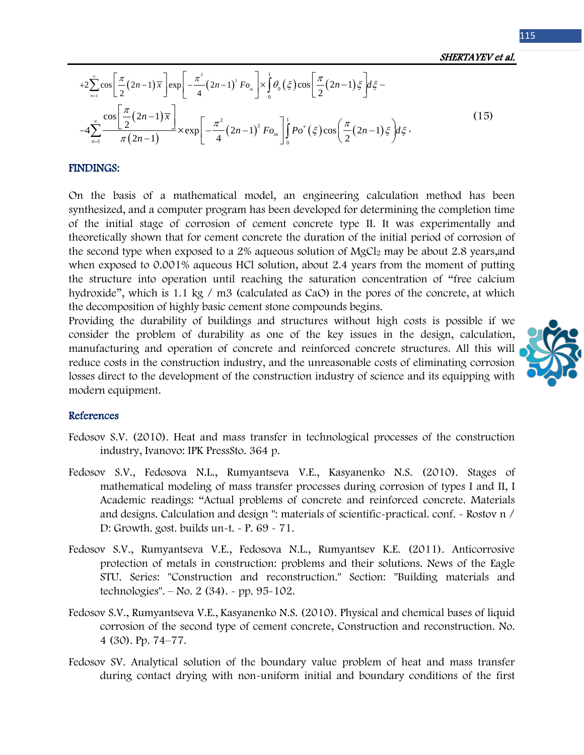$$
+2\sum_{n=1}^{\infty}\cos\left[\frac{\pi}{2}(2n-1)\overline{x}\right]\exp\left[-\frac{\pi^2}{4}(2n-1)^2 Fo_m\right]\times\int_0^1\theta_0(\xi)\cos\left[\frac{\pi}{2}(2n-1)\xi\right]d\xi -
$$

$$
-4\sum_{n=1}^{\infty}\frac{\cos\left[\frac{\pi}{2}(2n-1)\overline{x}\right]}{\pi(2n-1)}\times\exp\left[-\frac{\pi^2}{4}(2n-1)^2 Fo_m\right]\int_0^1 Po^*(\xi)\cos\left(\frac{\pi}{2}(2n-1)\xi\right)d\xi . \tag{15}
$$

## FINDINGS:

On the basis of a mathematical model, an engineering calculation method has been synthesized, and a computer program has been developed for determining the completion time of the initial stage of corrosion of cement concrete type II. It was experimentally and theoretically shown that for cement concrete the duration of the initial period of corrosion of the second type when exposed to a 2% aqueous solution of $MgCl_2$ may be about 2.8 years,and when exposed to 0.001% aqueous HCl solution, about 2.4 years from the moment of putting the structure into operation until reaching the saturation concentration of "free calcium hydroxide", which is 1.1 kg / m3 (calculated as CaO) in the pores of the concrete, at which the decomposition of highly basic cement stone compounds begins.

Providing the durability of buildings and structures without high costs is possible if we consider the problem of durability as one of the key issues in the design, calculation, manufacturing and operation of concrete and reinforced concrete structures. All this will reduce costs in the construction industry, and the unreasonable costs of eliminating corrosion losses direct to the development of the construction industry of science and its equipping with modern equipment.

## References

Fedosov S.V. (2010). Heat and mass transfer in technological processes of the construction industry, Ivanovo: IPK PressSto. 364 p.

Fedosov S.V., Fedosova N.L., Rumyantseva V.E., Kasyanenko N.S. (2010). Stages of mathematical modeling of mass transfer processes during corrosion of types I and II, I Academic readings: "Actual problems of concrete and reinforced concrete. Materials and designs. Calculation and design ": materials of scientific-practical. conf. - Rostov n / D: Growth. gost. builds un-t. - P. 69 - 71.

Fedosov S.V., Rumyantseva V.E., Fedosova N.L., Rumyantsev K.E. (2011). Anticorrosive protection of metals in construction: problems and their solutions. News of the Eagle STU. Series: "Construction and reconstruction." Section: "Building materials and technologies". – No. 2 (34). - pp. 95-102.

Fedosov S.V., Rumyantseva V.E., Kasyanenko N.S. (2010). Physical and chemical bases of liquid corrosion of the second type of cement concrete, Construction and reconstruction. No. 4 (30). Pp. 74–77.

Fedosov SV. Analytical solution of the boundary value problem of heat and mass transfer during contact drying with non-uniform initial and boundary conditions of the first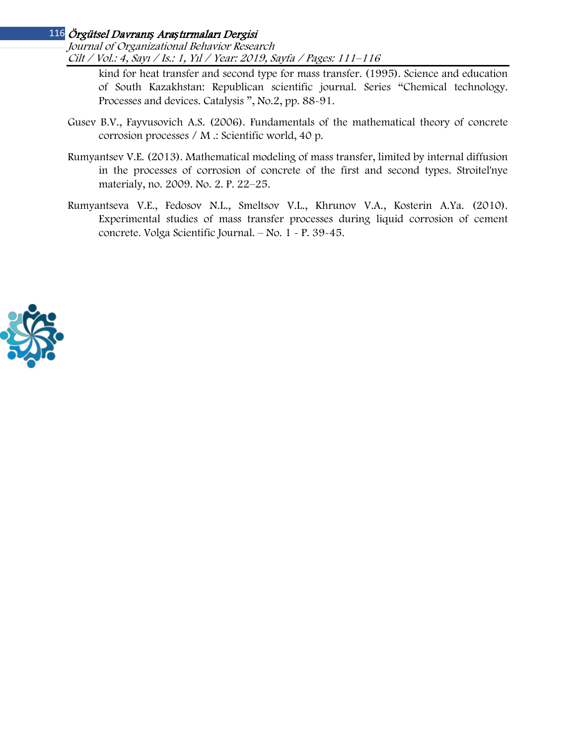kind for heat transfer and second type for mass transfer. (1995). Science and education of South Kazakhstan: Republican scientific journal. Series "Chemical technology. Processes and devices. Catalysis ", No.2, pp. 88-91.

Gusev B.V., Fayvusovich A.S. (2006). Fundamentals of the mathematical theory of concrete corrosion processes / M .: Scientific world, 40 p.

Rumyantsev V.E. (2013). Mathematical modeling of mass transfer, limited by internal diffusion in the processes of corrosion of concrete of the first and second types. Stroitel'nye materialy, no. 2009. No. 2. P. 22–25.

Rumyantseva V.E., Fedosov N.L., Smeltsov V.L., Khrunov V.A., Kosterin A.Ya. (2010). Experimental studies of mass transfer processes during liquid corrosion of cement concrete. Volga Scientific Journal. – No. 1 - P. 39-45.